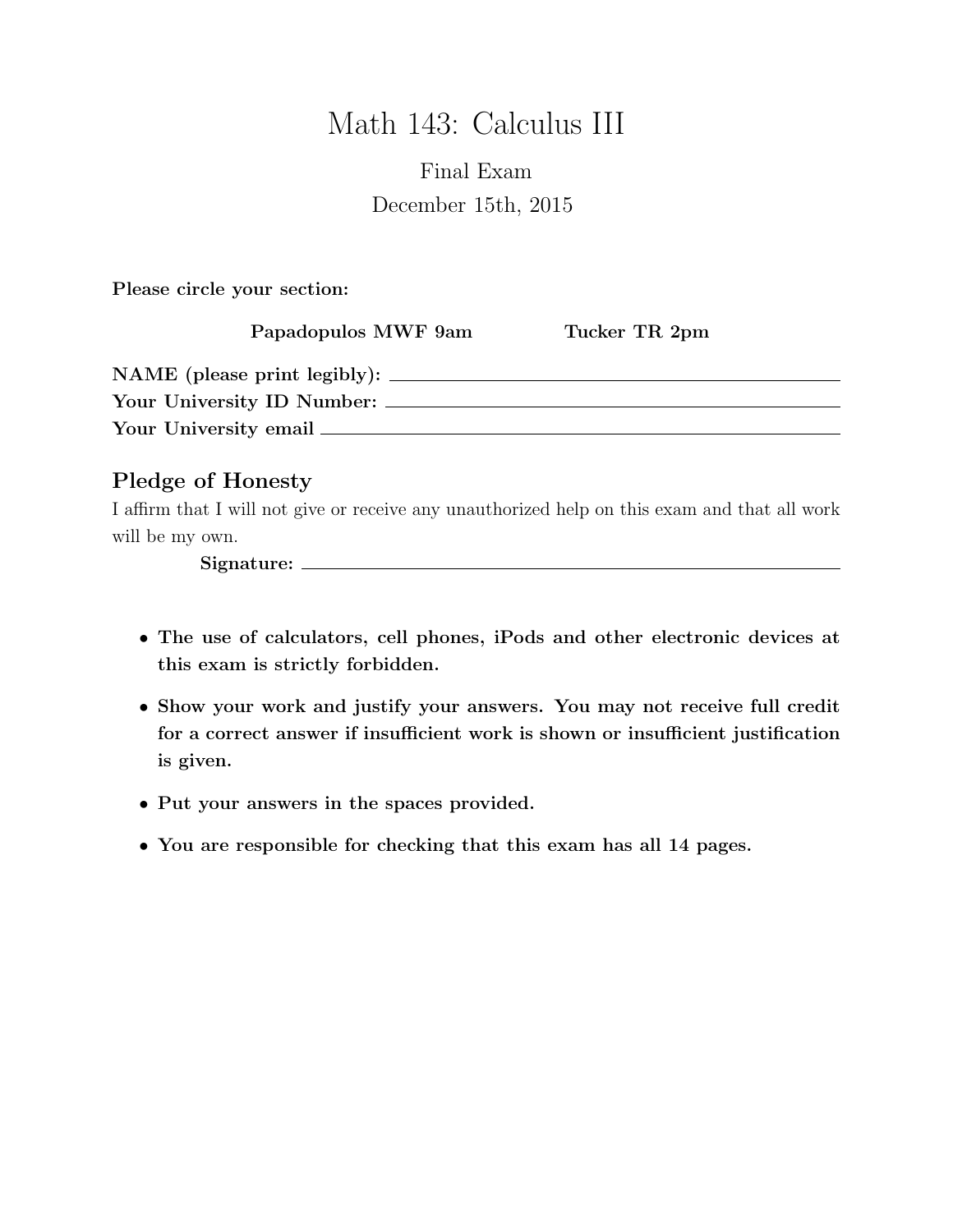# Math 143: Calculus III

Final Exam

December 15th, 2015

**Please circle your section:**

**Papadopulos MWF 9am** **Tucker TR 2pm**

**NAME (please print legibly):** \_\_\_\_\_\_\_\_\_\_\_\_\_\_\_\_\_\_\_\_\_\_\_\_\_\_\_\_\_\_\_\_

**Your University ID Number:** \_\_\_\_\_\_\_\_\_\_\_\_\_\_\_\_\_\_\_\_\_\_\_\_\_\_\_\_\_\_\_\_

**Your University email** \_\_\_\_\_\_\_\_\_\_\_\_\_\_\_\_\_\_\_\_\_\_\_\_\_\_\_\_\_\_\_\_

## Pledge of Honesty

I affirm that I will not give or receive any unauthorized help on this exam and that all work will be my own.

**Signature:** \_\_\_\_\_\_\_\_\_\_\_\_\_\_\_\_\_\_\_\_\_\_\_\_\_\_\_\_\_\_\_\_

- **The use of calculators, cell phones, iPods and other electronic devices at this exam is strictly forbidden.**
- **Show your work and justify your answers. You may not receive full credit for a correct answer if insufficient work is shown or insufficient justification is given.**
- **Put your answers in the spaces provided.**
- **You are responsible for checking that this exam has all 14 pages.**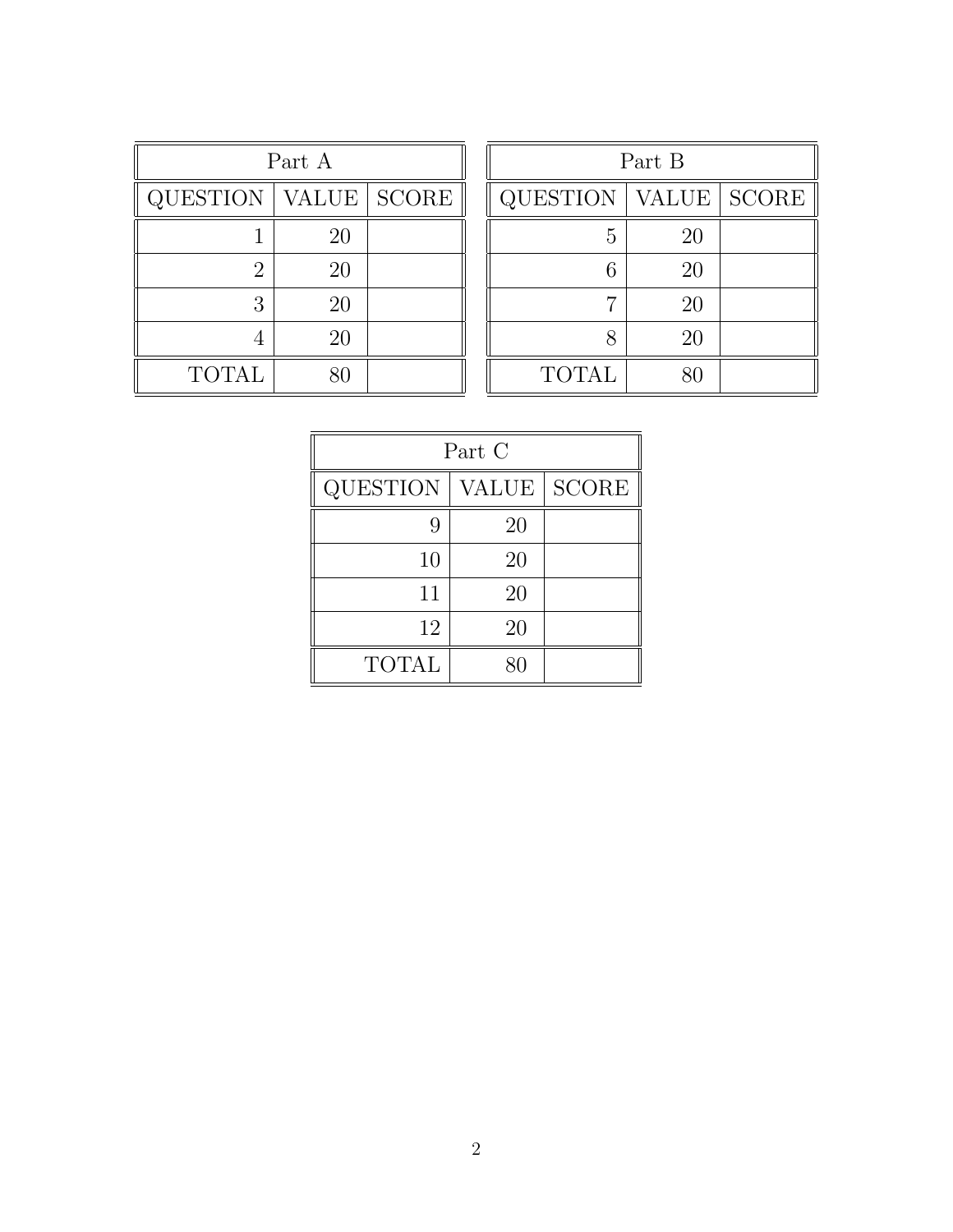| Part A | | |
|---|---|---|
| QUESTION | VALUE | SCORE |
| 1 | 20 | |
| 2 | 20 | |
| 3 | 20 | |
| 4 | 20 | |
| TOTAL | 80 | |

| Part B | | |
|---|---|---|
| QUESTION | VALUE | SCORE |
| 5 | 20 | |
| 6 | 20 | |
| 7 | 20 | |
| 8 | 20 | |
| TOTAL | 80 | |

| Part C | | |
|---|---|---|
| QUESTION | VALUE | SCORE |
| 9 | 20 | |
| 10 | 20 | |
| 11 | 20 | |
| 12 | 20 | |
| TOTAL | 80 | |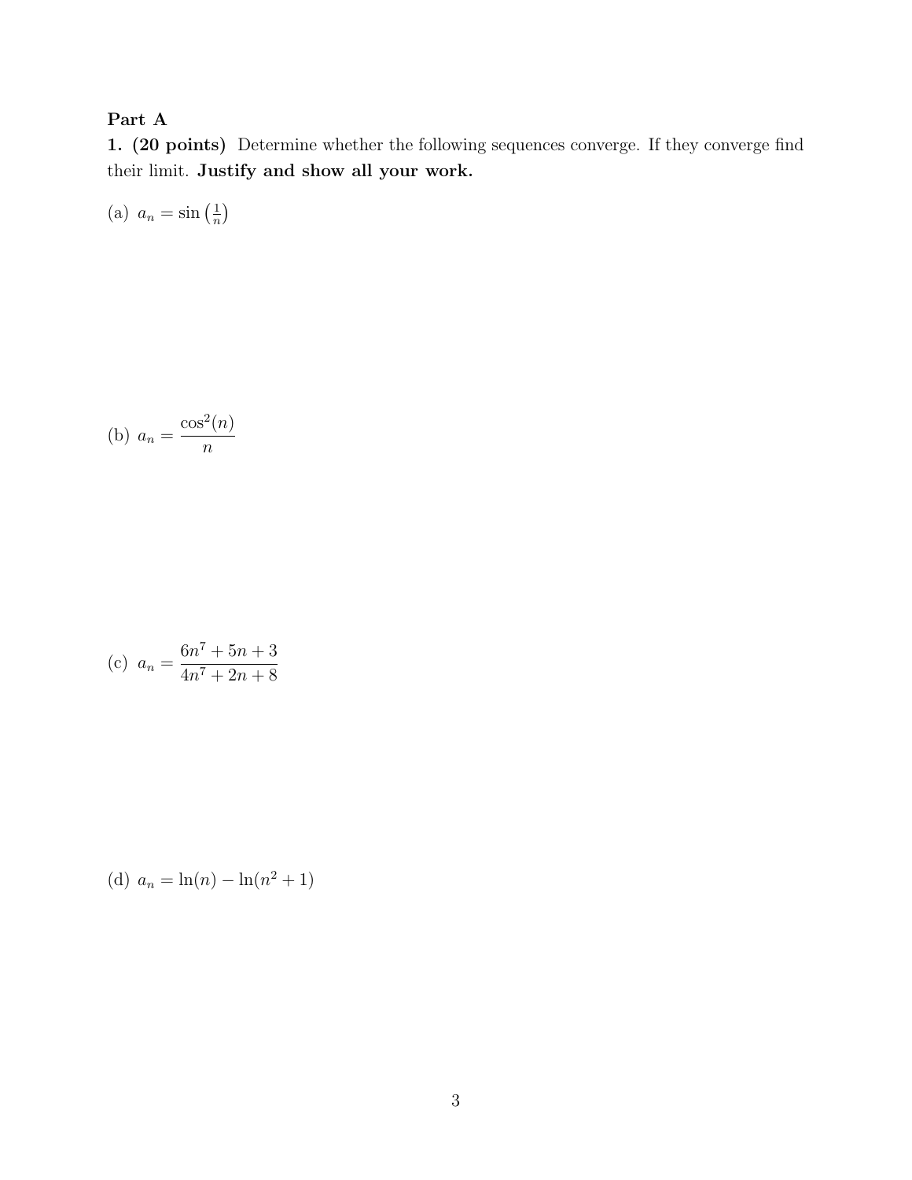**Part A**

**1. (20 points)** Determine whether the following sequences converge. If they converge find their limit. **Justify and show all your work.**

(a) $a_n = \sin\left(\frac{1}{n}\right)$

(b) $a_n = \dfrac{\cos^2(n)}{n}$

(c) $a_n = \dfrac{6n^7 + 5n + 3}{4n^7 + 2n + 8}$

(d) $a_n = \ln(n) - \ln(n^2 + 1)$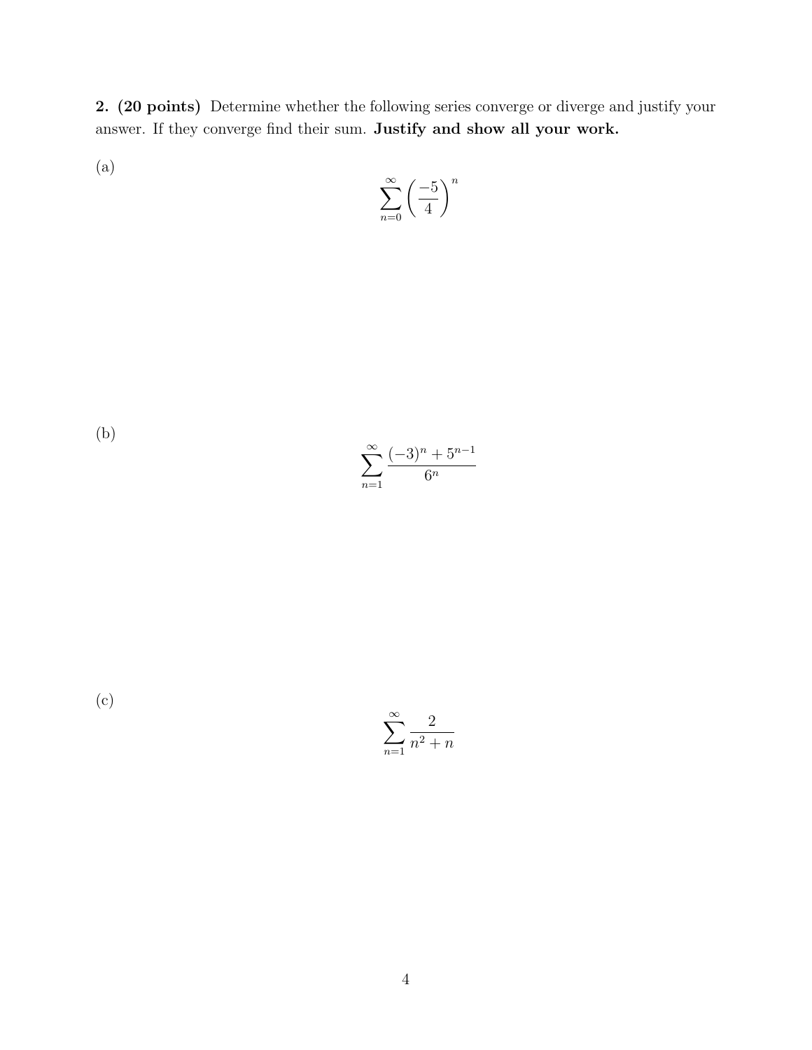**2. (20 points)** Determine whether the following series converge or diverge and justify your answer. If they converge find their sum. **Justify and show all your work.**

(a)

$$\sum_{n=0}^{\infty} \left( \frac{-5}{4} \right)^n$$

(b)

$$\sum_{n=1}^{\infty} \frac{(-3)^n + 5^{n-1}}{6^n}$$

(c)

$$\sum_{n=1}^{\infty} \frac{2}{n^2 + n}$$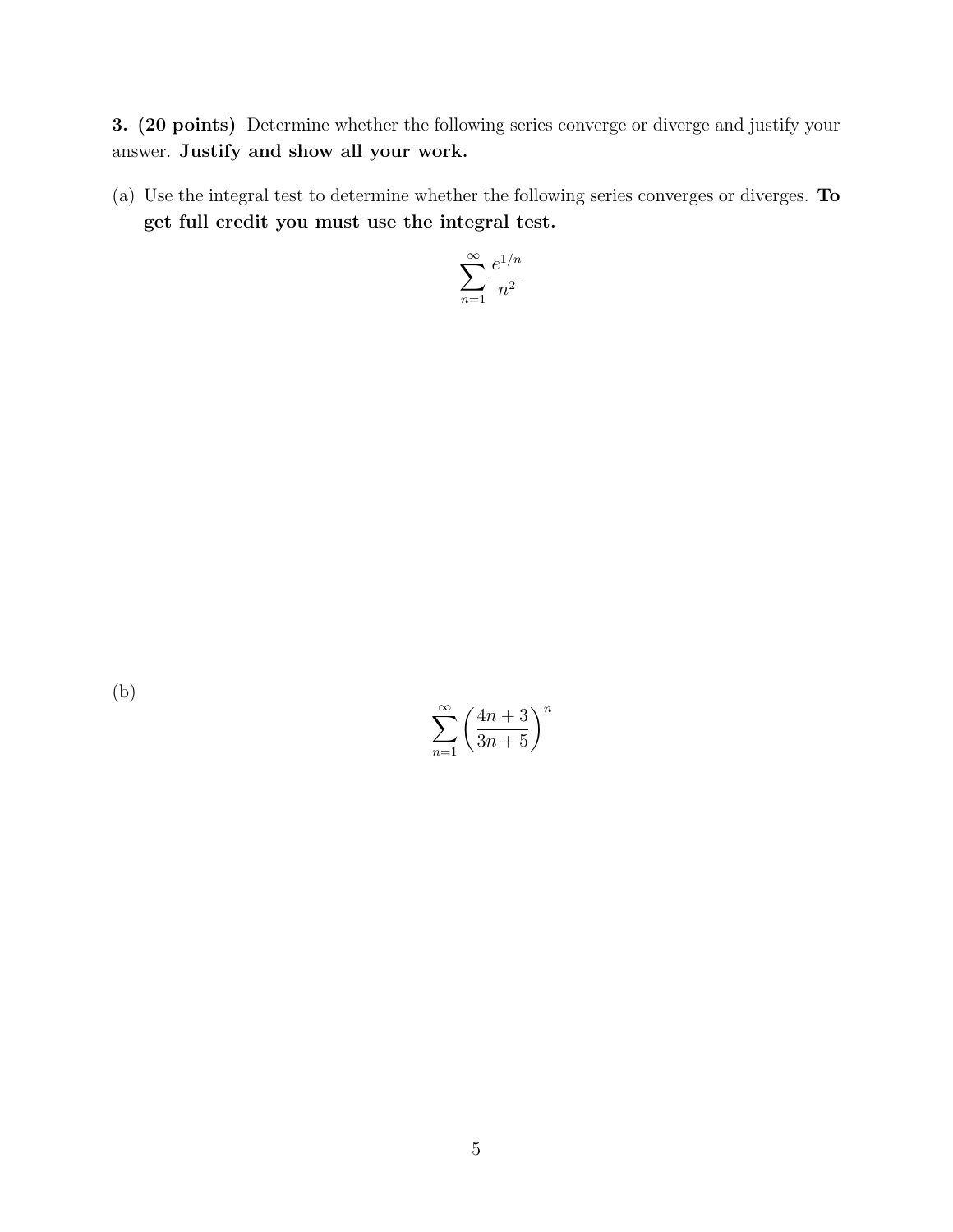**3. (20 points)** Determine whether the following series converge or diverge and justify your answer. **Justify and show all your work.**

(a) Use the integral test to determine whether the following series converges or diverges. **To get full credit you must use the integral test.**

$$\sum_{n=1}^{\infty} \frac{e^{1/n}}{n^2}$$

(b)

$$\sum_{n=1}^{\infty} \left( \frac{4n+3}{3n+5} \right)^n$$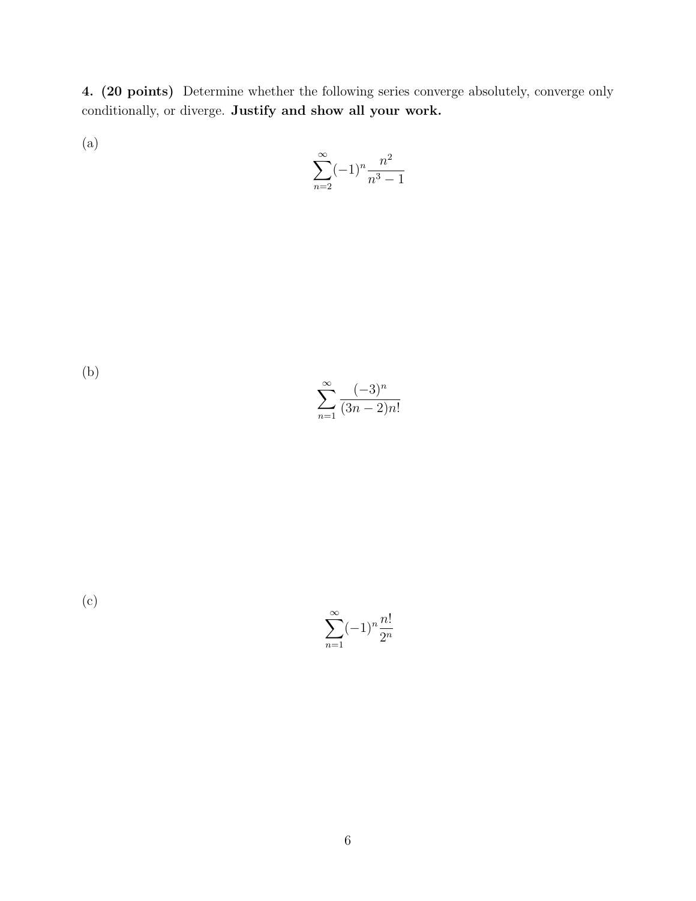**4. (20 points)** Determine whether the following series converge absolutely, converge only conditionally, or diverge. **Justify and show all your work.**

(a)

$$\sum_{n=2}^{\infty}(-1)^n \frac{n^2}{n^3 - 1}$$

(b)

$$\sum_{n=1}^{\infty} \frac{(-3)^n}{(3n-2)n!}$$

(c)

$$\sum_{n=1}^{\infty}(-1)^n \frac{n!}{2^n}$$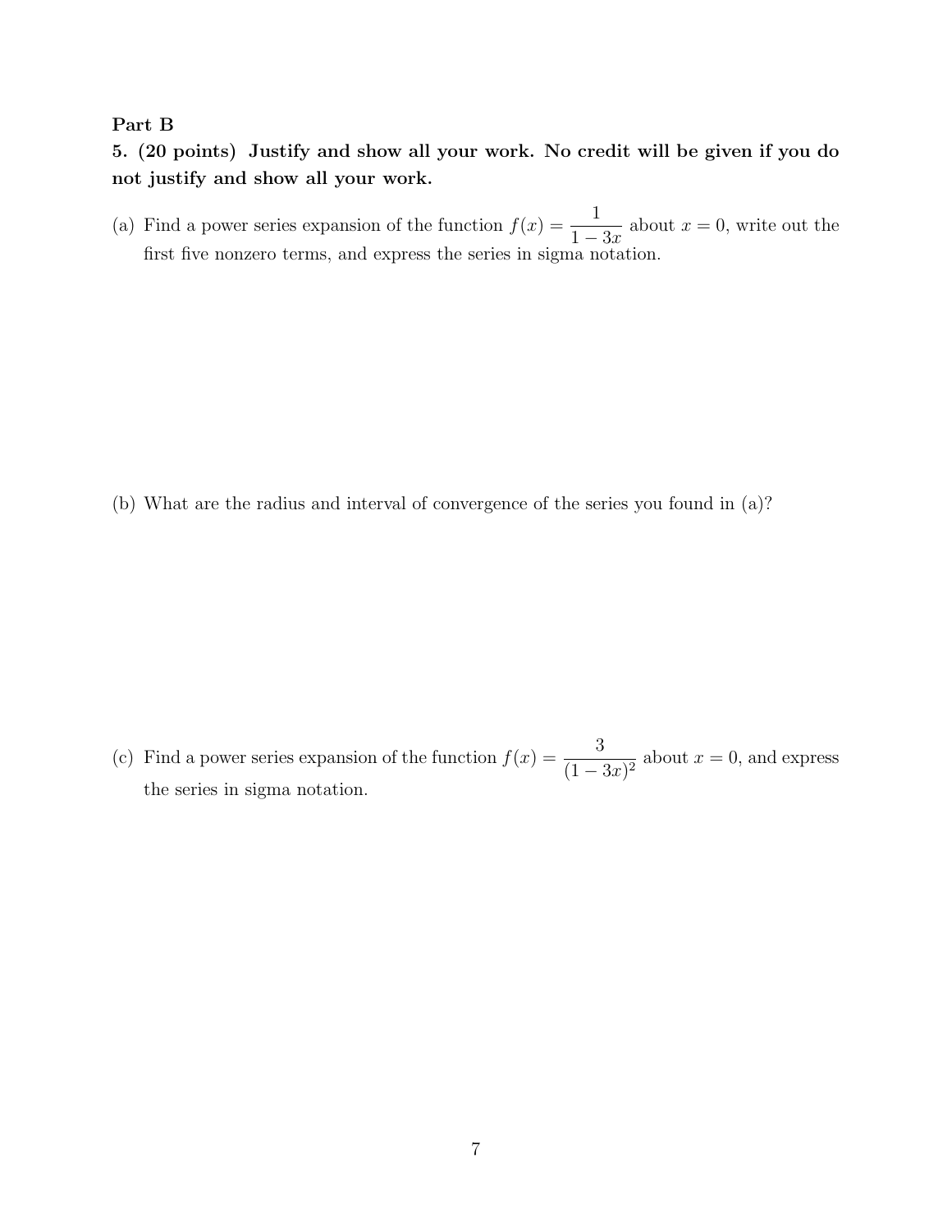**Part B**

**5. (20 points) Justify and show all your work. No credit will be given if you do not justify and show all your work.**

(a) Find a power series expansion of the function $f(x) = \dfrac{1}{1-3x}$ about $x = 0$, write out the first five nonzero terms, and express the series in sigma notation.

(b) What are the radius and interval of convergence of the series you found in (a)?

(c) Find a power series expansion of the function $f(x) = \dfrac{3}{(1-3x)^2}$ about $x = 0$, and express the series in sigma notation.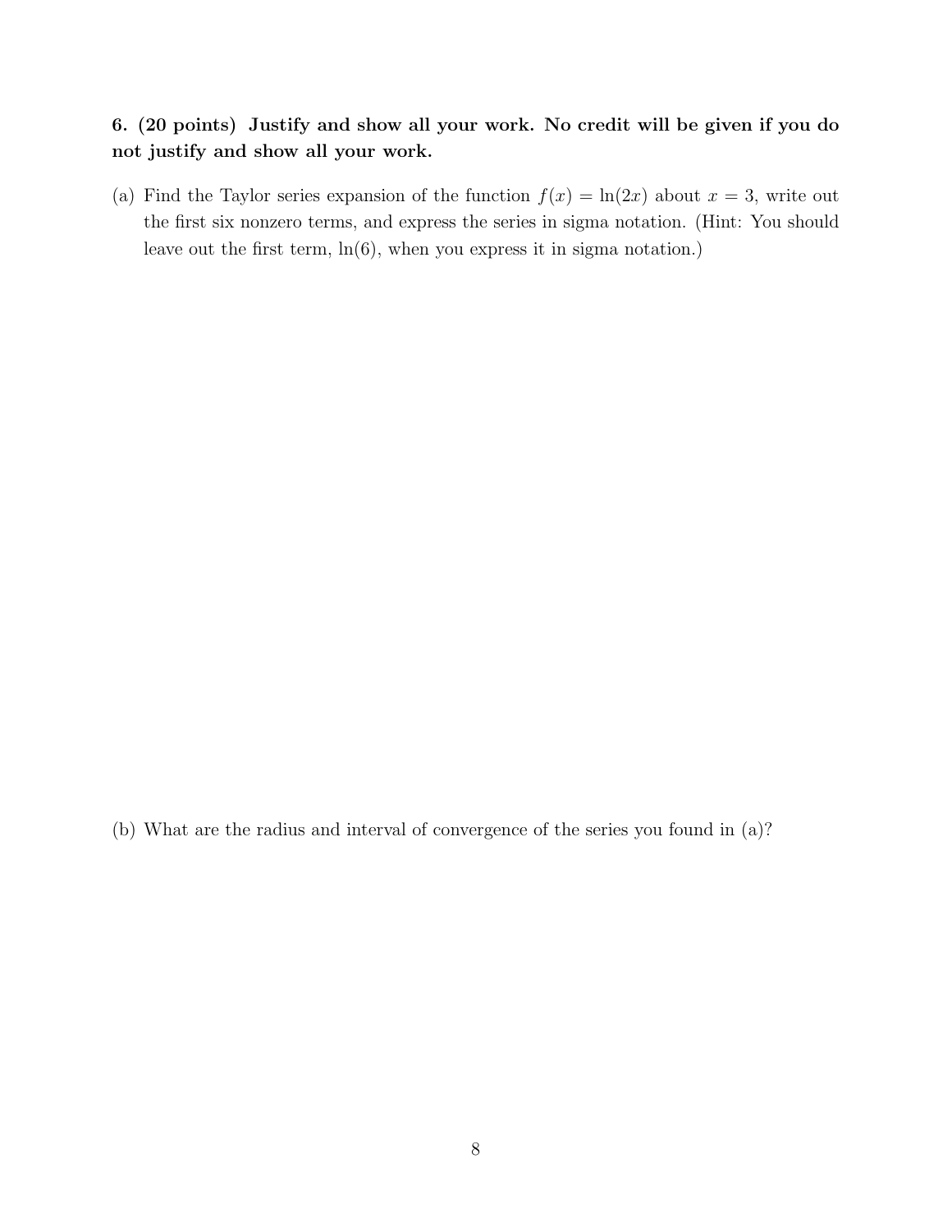**6. (20 points) Justify and show all your work. No credit will be given if you do not justify and show all your work.**

(a) Find the Taylor series expansion of the function $f(x) = \ln(2x)$ about $x = 3$, write out the first six nonzero terms, and express the series in sigma notation. (Hint: You should leave out the first term, $\ln(6)$, when you express it in sigma notation.)

(b) What are the radius and interval of convergence of the series you found in (a)?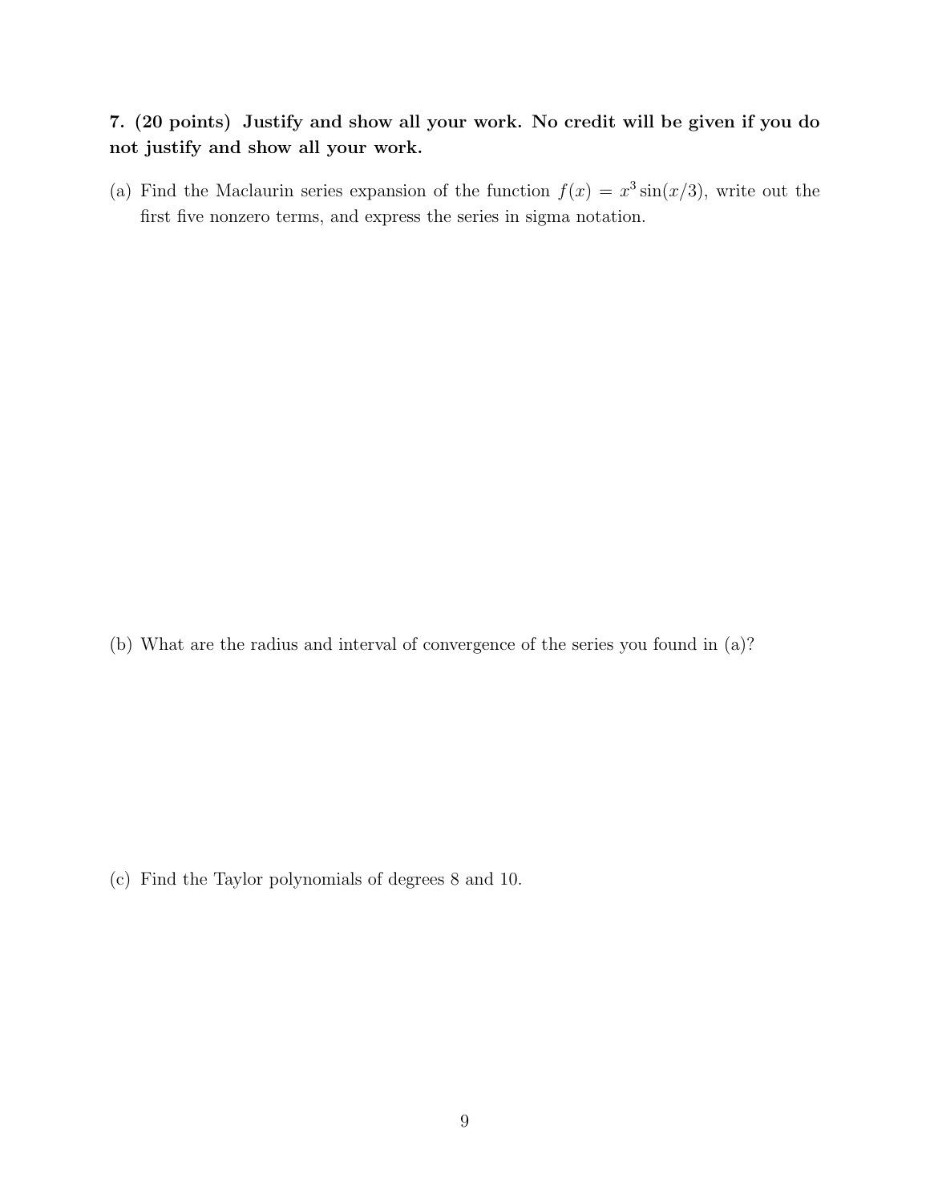**7. (20 points) Justify and show all your work. No credit will be given if you do not justify and show all your work.**

(a) Find the Maclaurin series expansion of the function $f(x) = x^3 \sin(x/3)$, write out the first five nonzero terms, and express the series in sigma notation.

(b) What are the radius and interval of convergence of the series you found in (a)?

(c) Find the Taylor polynomials of degrees 8 and 10.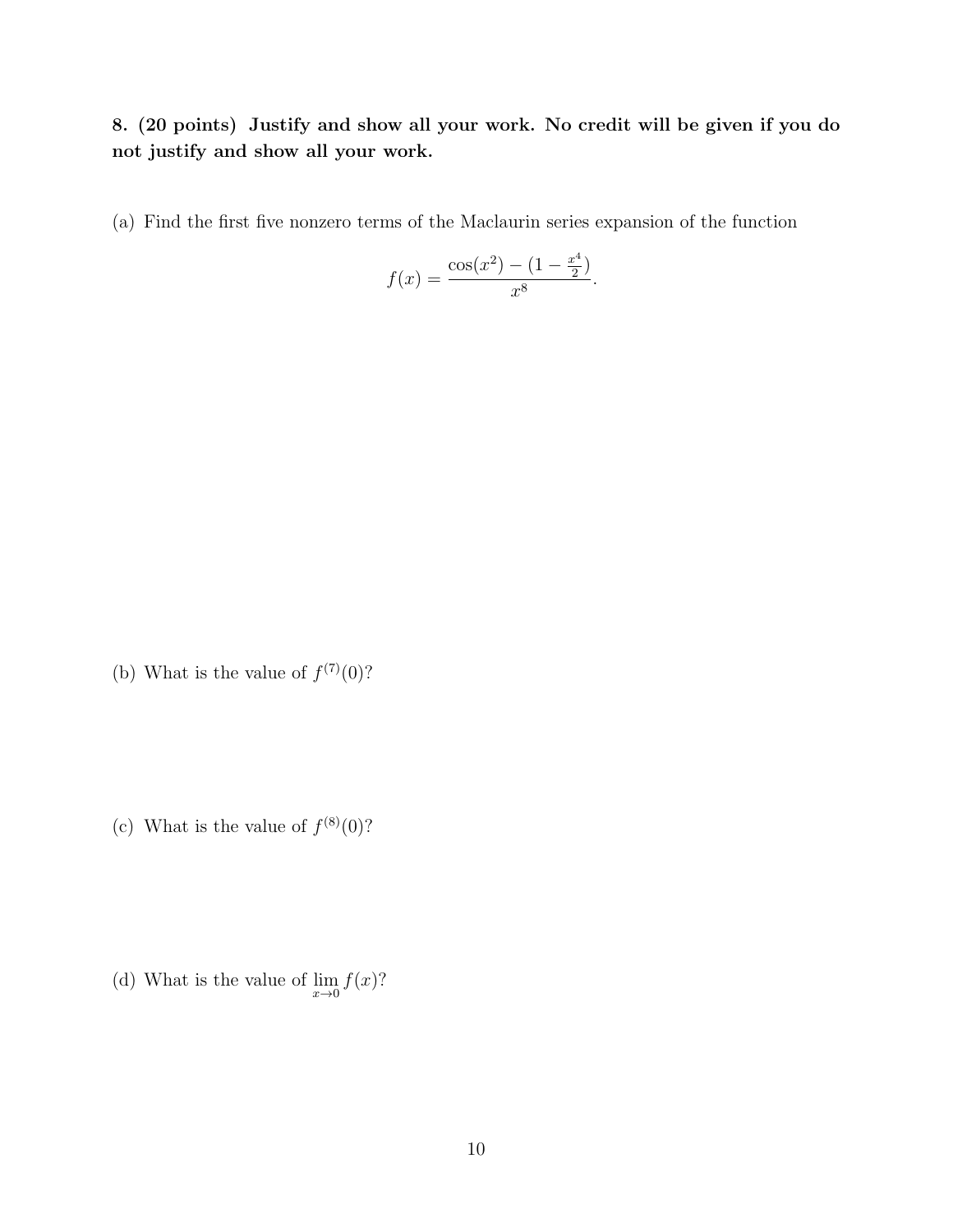**8. (20 points) Justify and show all your work. No credit will be given if you do not justify and show all your work.**

(a) Find the first five nonzero terms of the Maclaurin series expansion of the function

$$f(x) = \frac{\cos(x^2) - (1 - \frac{x^4}{2})}{x^8}.$$

(b) What is the value of $f^{(7)}(0)$?

(c) What is the value of $f^{(8)}(0)$?

(d) What is the value of $\lim_{x \to 0} f(x)$?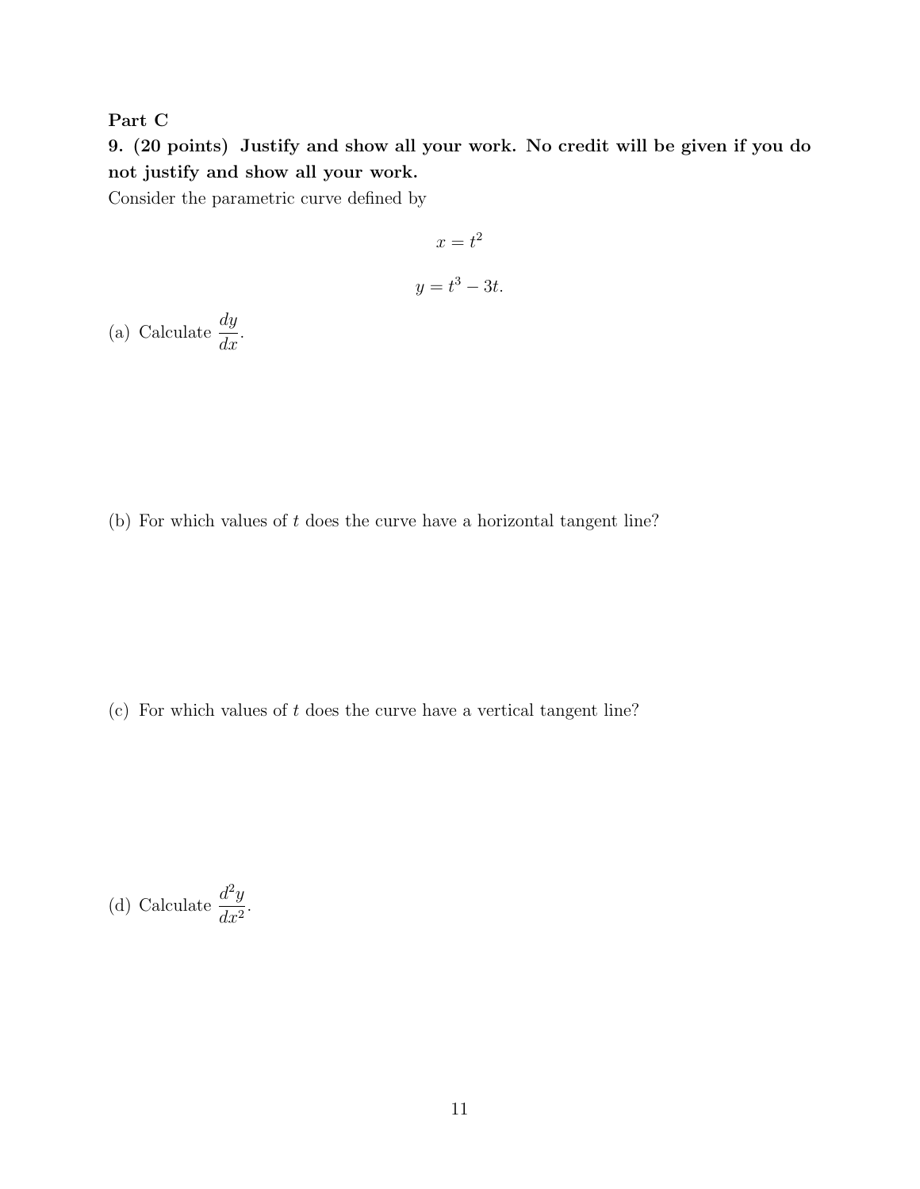**Part C**

**9. (20 points) Justify and show all your work. No credit will be given if you do not justify and show all your work.**

Consider the parametric curve defined by

$$x = t^2$$

$$y = t^3 - 3t.$$

(a) Calculate $\dfrac{dy}{dx}$.

(b) For which values of $t$ does the curve have a horizontal tangent line?

(c) For which values of $t$ does the curve have a vertical tangent line?

(d) Calculate $\dfrac{d^2y}{dx^2}$.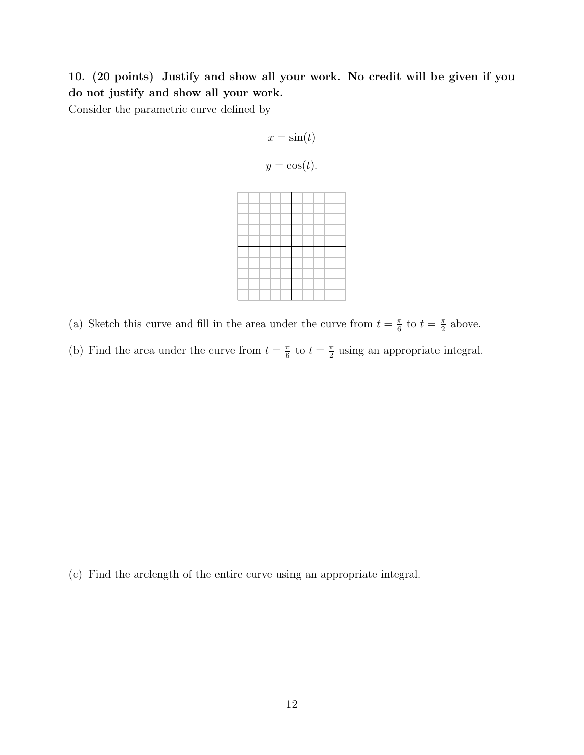**10. (20 points) Justify and show all your work. No credit will be given if you do not justify and show all your work.**

Consider the parametric curve defined by

$$x = \sin(t)$$

$$y = \cos(t).$$

(a) Sketch this curve and fill in the area under the curve from $t = \frac{\pi}{6}$ to $t = \frac{\pi}{2}$ above.

(b) Find the area under the curve from $t = \frac{\pi}{6}$ to $t = \frac{\pi}{2}$ using an appropriate integral.

(c) Find the arclength of the entire curve using an appropriate integral.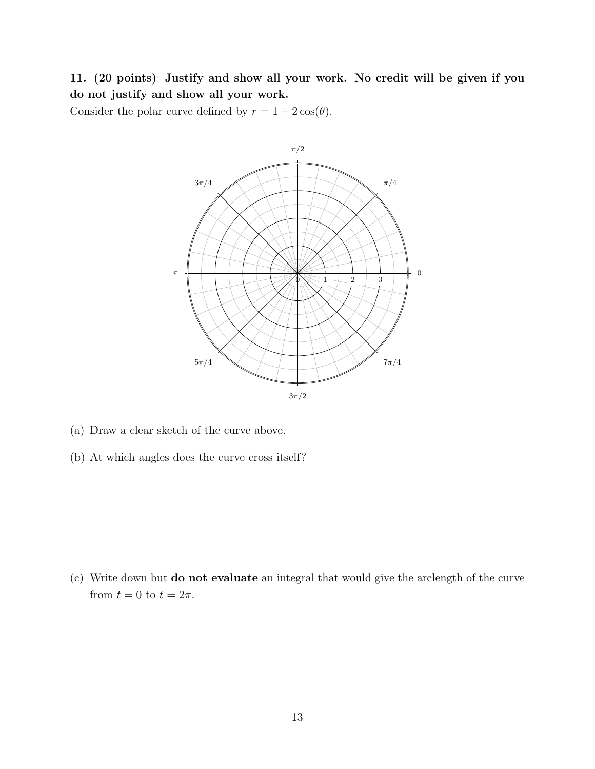**11. (20 points) Justify and show all your work. No credit will be given if you do not justify and show all your work.**

Consider the polar curve defined by $r = 1 + 2\cos(\theta)$.

(a) Draw a clear sketch of the curve above.

(b) At which angles does the curve cross itself?

(c) Write down but **do not evaluate** an integral that would give the arclength of the curve from $t = 0$ to $t = 2\pi$.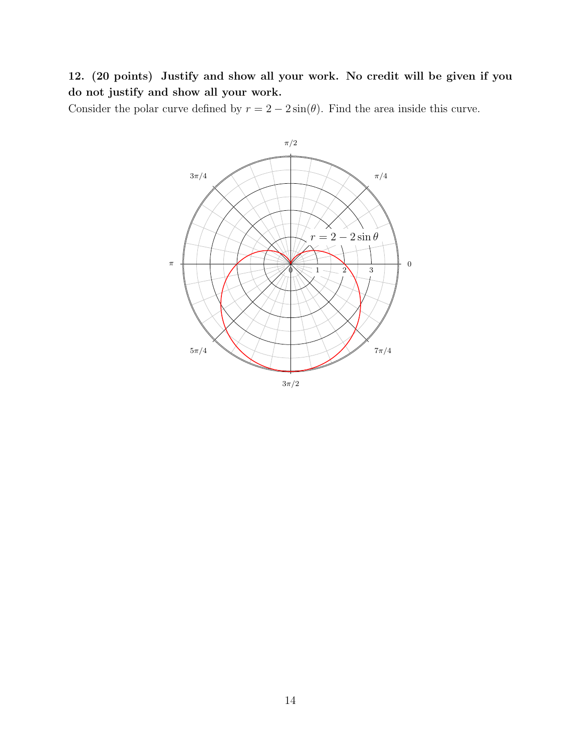**12. (20 points) Justify and show all your work. No credit will be given if you do not justify and show all your work.**

Consider the polar curve defined by $r = 2 - 2\sin(\theta)$. Find the area inside this curve.

$\pi/2$

$3\pi/4$

$\pi/4$

$r = 2 - 2\sin\theta$

$\pi$

0

0 1 2 3

$5\pi/4$

$7\pi/4$

$3\pi/2$